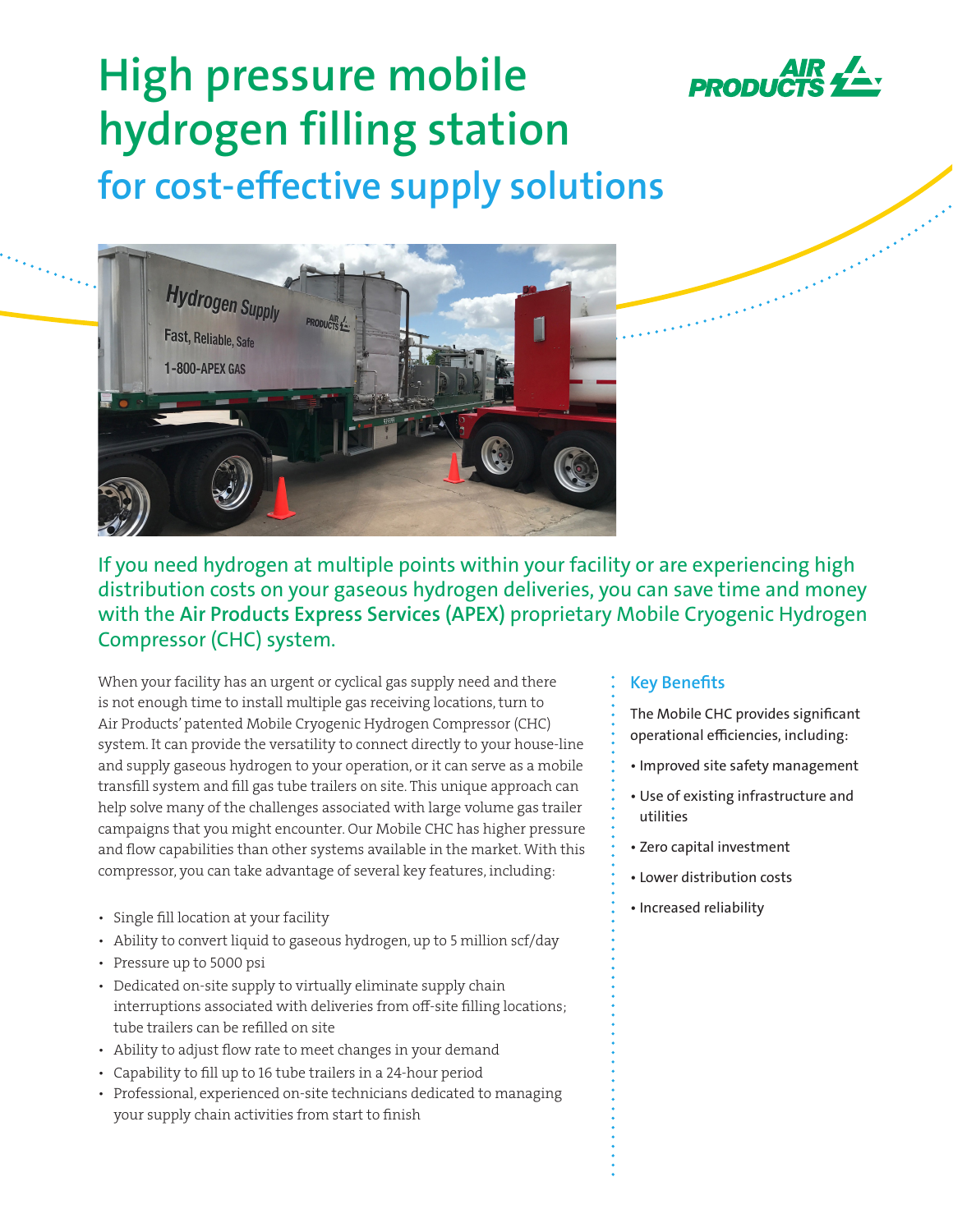# High pressure mobile hydrogen filling station

## for cost-effective supply solutions

If you need hydrogen at multiple points within your facility or are experiencing high distribution costs on your gaseous hydrogen deliveries, you can save time and money with the **Air Products Express Services (APEX)** proprietary Mobile Cryogenic Hydrogen Compressor (CHC) system.

When your facility has an urgent or cyclical gas supply need and there is not enough time to install multiple gas receiving locations, turn to Air Products' patented Mobile Cryogenic Hydrogen Compressor (CHC) system. It can provide the versatility to connect directly to your house-line and supply gaseous hydrogen to your operation, or it can serve as a mobile transfill system and fill gas tube trailers on site. This unique approach can help solve many of the challenges associated with large volume gas trailer campaigns that you might encounter. Our Mobile CHC has higher pressure and flow capabilities than other systems available in the market. With this compressor, you can take advantage of several key features, including:

- Single fill location at your facility
- Ability to convert liquid to gaseous hydrogen, up to 5 million scf/day
- Pressure up to 5000 psi
- Dedicated on-site supply to virtually eliminate supply chain interruptions associated with deliveries from off-site filling locations; tube trailers can be refilled on site
- Ability to adjust flow rate to meet changes in your demand
- Capability to fill up to 16 tube trailers in a 24-hour period
- Professional, experienced on-site technicians dedicated to managing your supply chain activities from start to finish

### Key Benefits

The Mobile CHC provides significant operational efficiencies, including:

- Improved site safety management
- Use of existing infrastructure and utilities
- Zero capital investment
- Lower distribution costs
- Increased reliability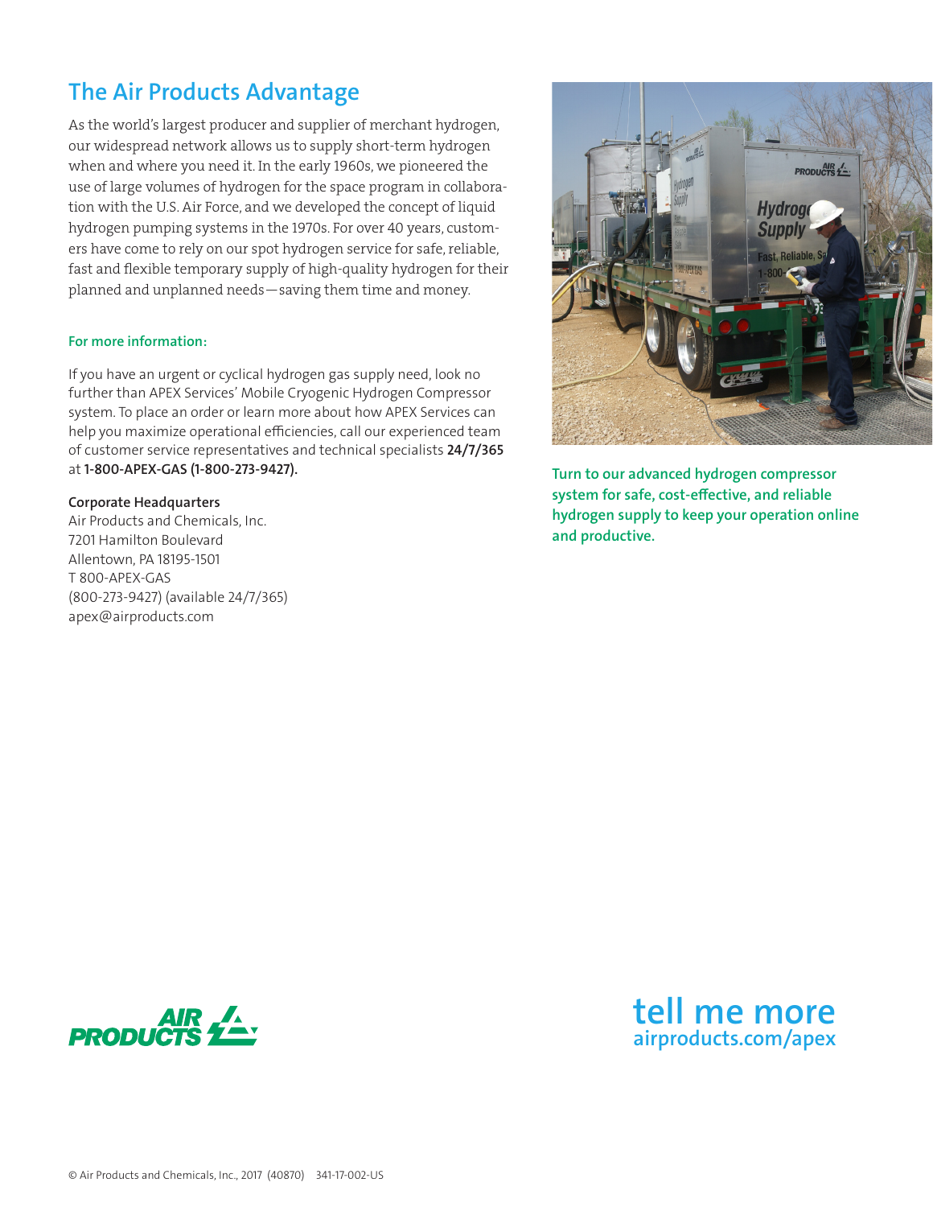## The Air Products Advantage

As the world's largest producer and supplier of merchant hydrogen, our widespread network allows us to supply short-term hydrogen when and where you need it. In the early 1960s, we pioneered the use of large volumes of hydrogen for the space program in collaboration with the U.S. Air Force, and we developed the concept of liquid hydrogen pumping systems in the 1970s. For over 40 years, customers have come to rely on our spot hydrogen service for safe, reliable, fast and flexible temporary supply of high-quality hydrogen for their planned and unplanned needs—saving them time and money.

### For more information:

If you have an urgent or cyclical hydrogen gas supply need, look no further than APEX Services' Mobile Cryogenic Hydrogen Compressor system. To place an order or learn more about how APEX Services can help you maximize operational efficiencies, call our experienced team of customer service representatives and technical specialists **24/7/365** at **1-800-APEX-GAS (1-800-273-9427).**

**Corporate Headquarters**
Air Products and Chemicals, Inc.
7201 Hamilton Boulevard
Allentown, PA 18195-1501
T 800-APEX-GAS
(800-273-9427) (available 24/7/365)
apex@airproducts.com

Turn to our advanced hydrogen compressor system for safe, cost-effective, and reliable hydrogen supply to keep your operation online and productive.

AIR PRODUCTS

**tell me more**
airproducts.com/apex

© Air Products and Chemicals, Inc., 2017 (40870) 341-17-002-US